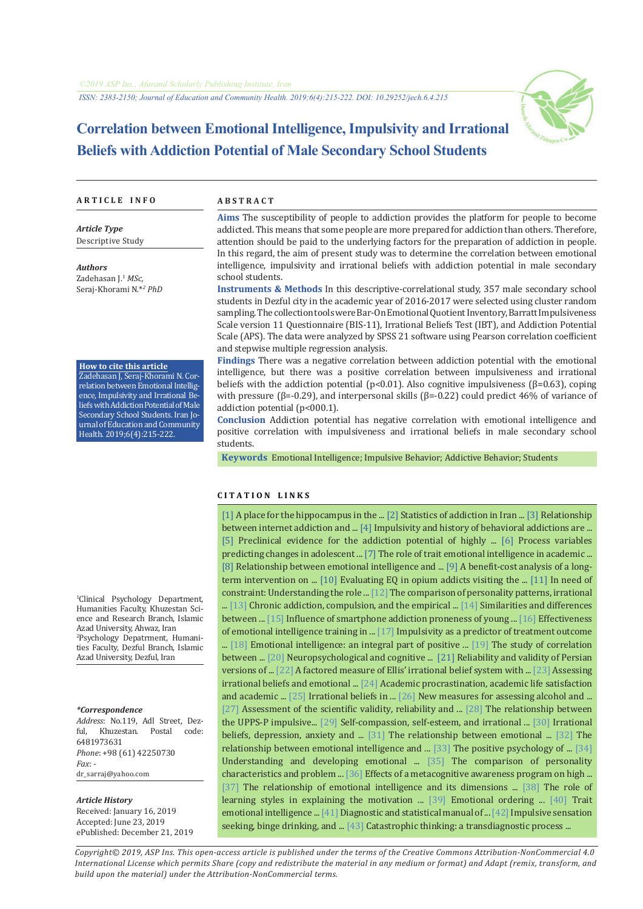©2019 ASP Ins., Afarand Scholarly Publishing Institute, Iran

ISSN: 2383-2150; Journal of Education and Community Health. 2019;6(4):215-222. DOI: 10.29252/jech.6.4.215

# Correlation between Emotional Intelligence, Impulsivity and Irrational Beliefs with Addiction Potential of Male Secondary School Students

## ARTICLE INFO

***Article Type***

Descriptive Study

***Authors***

Zadehasan J.[1] *MSc,*
Seraj-Khorami N.*[2] *PhD*

**How to cite this article**

Zadehasan J, Seraj-Khorami N. Correlation between Emotional Intelligence, Impulsivity and Irrational Beliefs with Addiction Potential of Male Secondary School Students. Iran Journal of Education and Community Health. 2019;6(4):215-222.

[1]Clinical Psychology Department, Humanities Faculty, Khuzestan Science and Research Branch, Islamic Azad University, Ahwaz, Iran
[2]Psychology Depatrment, Humanities Faculty, Dezful Branch, Islamic Azad University, Dezful, Iran

***\*Correspondence***

*Address*: No.119, Adl Street, Dezful, Khuzestan. Postal code: 6481973631
*Phone*: +98 (61) 42250730
*Fax*: -
dr_sarraj@yahoo.com

***Article History***

Received: January 16, 2019
Accepted: June 23, 2019
ePublished: December 21, 2019

## ABSTRACT

**Aims** The susceptibility of people to addiction provides the platform for people to become addicted. This means that some people are more prepared for addiction than others. Therefore, attention should be paid to the underlying factors for the preparation of addiction in people. In this regard, the aim of present study was to determine the correlation between emotional intelligence, impulsivity and irrational beliefs with addiction potential in male secondary school students.

**Instruments & Methods** In this descriptive-correlational study, 357 male secondary school students in Dezful city in the academic year of 2016-2017 were selected using cluster random sampling. The collection tools were Bar-On Emotional Quotient Inventory, Barratt Impulsiveness Scale version 11 Questionnaire (BIS-11), Irrational Beliefs Test (IBT), and Addiction Potential Scale (APS). The data were analyzed by SPSS 21 software using Pearson correlation coefficient and stepwise multiple regression analysis.

**Findings** There was a negative correlation between addiction potential with the emotional intelligence, but there was a positive correlation between impulsiveness and irrational beliefs with the addiction potential ($p<0.01$). Also cognitive impulsiveness ($\beta=0.63$), coping with pressure ($\beta=-0.29$), and interpersonal skills ($\beta=-0.22$) could predict 46% of variance of addiction potential ($p<000.1$).

**Conclusion** Addiction potential has negative correlation with emotional intelligence and positive correlation with impulsiveness and irrational beliefs in male secondary school students.

**Keywords** Emotional Intelligence; Impulsive Behavior; Addictive Behavior; Students

## CITATION LINKS

[1] A place for the hippocampus in the ... [2] Statistics of addiction in Iran ... [3] Relationship between internet addiction and ... [4] Impulsivity and history of behavioral addictions are ... [5] Preclinical evidence for the addiction potential of highly ... [6] Process variables predicting changes in adolescent ... [7] The role of trait emotional intelligence in academic ... [8] Relationship between emotional intelligence and ... [9] A benefit-cost analysis of a long-term intervention on ... [10] Evaluating EQ in opium addicts visiting the ... [11] In need of constraint: Understanding the role ... [12] The comparison of personality patterns, irrational ... [13] Chronic addiction, compulsion, and the empirical ... [14] Similarities and differences between ... [15] Influence of smartphone addiction proneness of young ... [16] Effectiveness of emotional intelligence training in ... [17] Impulsivity as a predictor of treatment outcome ... [18] Emotional intelligence: an integral part of positive ... [19] The study of correlation between ... [20] Neuropsychological and cognitive ... [21] Reliability and validity of Persian versions of ... [22] A factored measure of Ellis' irrational belief system with ... [23] Assessing irrational beliefs and emotional ... [24] Academic procrastination, academic life satisfaction and academic ... [25] Irrational beliefs in ... [26] New measures for assessing alcohol and ... [27] Assessment of the scientific validity, reliability and ... [28] The relationship between the UPPS-P impulsive... [29] Self-compassion, self-esteem, and irrational ... [30] Irrational beliefs, depression, anxiety and ... [31] The relationship between emotional ... [32] The relationship between emotional intelligence and ... [33] The positive psychology of ... [34] Understanding and developing emotional ... [35] The comparison of personality characteristics and problem ... [36] Effects of a metacognitive awareness program on high ... [37] The relationship of emotional intelligence and its dimensions ... [38] The role of learning styles in explaining the motivation ... [39] Emotional ordering ... [40] Trait emotional intelligence ... [41] Diagnostic and statistical manual of ... [42] Impulsive sensation seeking, binge drinking, and ... [43] Catastrophic thinking: a transdiagnostic process ...

*Copyright© 2019, ASP Ins. This open-access article is published under the terms of the Creative Commons Attribution-NonCommercial 4.0 International License which permits Share (copy and redistribute the material in any medium or format) and Adapt (remix, transform, and build upon the material) under the Attribution-NonCommercial terms.*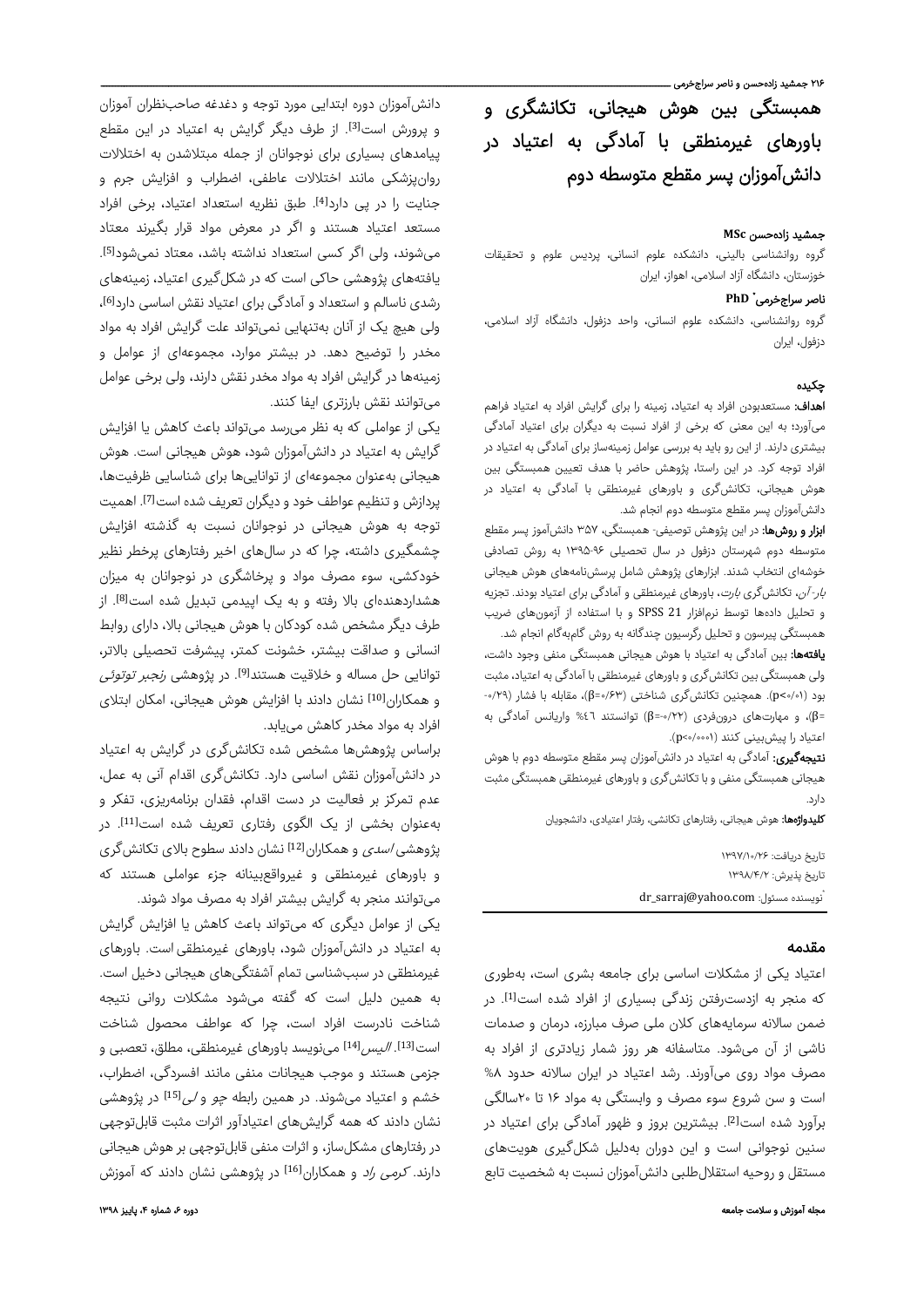# همبستگی بین هوش هیجانی، تکانشگری و باورهای غیرمنطقی با آمادگی به اعتیاد در دانش‌آموزان پسر مقطع متوسطه دوم

**جمشید زاده‌حسن MSc**

گروه روانشناسی بالینی، دانشکده علوم انسانی، پردیس علوم و تحقیقات خوزستان، دانشگاه آزاد اسلامی، اهواز، ایران

**ناصر سراج‌خرمی\* PhD**

گروه روانشناسی، دانشکده علوم انسانی، واحد دزفول، دانشگاه آزاد اسلامی، دزفول، ایران

## چکیده

**اهداف:** مستعدبودن افراد به اعتیاد، زمینه را برای گرایش افراد به اعتیاد فراهم می‌آورد؛ به این معنی که برخی از افراد نسبت به دیگران برای اعتیاد آمادگی بیشتری دارند. از این رو باید به بررسی عوامل زمینه‌ساز برای آمادگی به اعتیاد در افراد توجه کرد. در این راستا، پژوهش حاضر با هدف تعیین همبستگی بین هوش هیجانی، تکانشگری و باورهای غیرمنطقی با آمادگی به اعتیاد در دانش‌آموزان پسر مقطع متوسطه دوم انجام شد.

**ابزار و روش‌ها:** در این پژوهش توصیفی- همبستگی، ۳۵۷ دانش‌آموز پسر مقطع متوسطه دوم شهرستان دزفول در سال تحصیلی ۹۶-۱۳۹۵ به روش تصادفی خوشه‌ای انتخاب شدند. ابزارهای پژوهش شامل پرسش‌نامه‌های هوش هیجانی *بار-آن*، تکانشگری *بارت*، باورهای غیرمنطقی و آمادگی برای اعتیاد بودند. تجزیه و تحلیل داده‌ها توسط نرم‌افزار SPSS 21 و با استفاده از آزمون‌های ضریب همبستگی پیرسون و تحلیل رگرسیون چندگانه به روش گام‌به‌گام انجام شد.

**یافته‌ها:** بین آمادگی به اعتیاد با هوش هیجانی همبستگی منفی وجود داشت، ولی همبستگی بین تکانشگری و باورهای غیرمنطقی با آمادگی به اعتیاد، مثبت بود (p<۰/۰۱). همچنین تکانشگری شناختی (β=۰/۶۳)، مقابله با فشار (β=-۰/۲۹)، و مهارت‌های درون‌فردی (β=-۰/۲۲) توانستند ۴۶٪ واریانس آمادگی به اعتیاد را پیش‌بینی کنند (p<۰/۰۰۱).

**نتیجه‌گیری:** آمادگی به اعتیاد در دانش‌آموزان پسر مقطع متوسطه دوم با هوش هیجانی همبستگی منفی و با تکانشگری و باورهای غیرمنطقی همبستگی مثبت دارد.

**کلیدواژه‌ها:** هوش هیجانی، رفتارهای تکانشی، رفتار اعتیادی، دانشجویان

تاریخ دریافت: ۱۳۹۷/۱۰/۲۶

تاریخ پذیرش: ۱۳۹۸/۴/۲

\*نویسنده مسئول: dr_sarraj@yahoo.com

## مقدمه

اعتیاد یکی از مشکلات اساسی برای جامعه بشری است، به‌طوری که منجر به ازدست‌رفتن زندگی بسیاری از افراد شده است[1]. در ضمن سالانه سرمایه‌های کلان ملی صرف مبارزه، درمان و صدمات ناشی از آن می‌شود. متاسفانه هر روز شمار زیادتری از افراد به مصرف مواد روی می‌آورند. رشد اعتیاد در ایران سالانه حدود ۸% است و سن شروع سوء مصرف و وابستگی به مواد ۱۶ تا ۲۰سالگی برآورد شده است[2]. بیشترین بروز و ظهور آمادگی برای اعتیاد در سنین نوجوانی است و این دوران به‌دلیل شکل‌گیری هویت‌های مستقل و روحیه استقلال‌طلبی دانش‌آموزان نسبت به شخصیت تابع دانش‌آموزان دوره ابتدایی مورد توجه و دغدغه صاحب‌نظران آموزش و پرورش است[3]. از طرف دیگر گرایش به اعتیاد در این مقطع پیامدهای بسیاری برای نوجوانان از جمله مبتلاشدن به اختلالات روان‌پزشکی مانند اختلالات عاطفی، اضطراب و افزایش جرم و جنایت را در پی دارد[4]. طبق نظریه استعداد اعتیاد، برخی افراد مستعد اعتیاد هستند و اگر در معرض مواد قرار بگیرند معتاد می‌شوند، ولی اگر کسی استعداد نداشته باشد، معتاد نمی‌شود[5]. یافته‌های پژوهشی حاکی است که در شکل‌گیری اعتیاد، زمینه‌های رشدی ناسالم و استعداد و آمادگی برای اعتیاد نقش اساسی دارد[6]، ولی هیچ یک از آنان به‌تنهایی نمی‌تواند علت گرایش افراد به مواد مخدر را توضیح دهد. در بیشتر موارد، مجموعه‌ای از عوامل و زمینه‌ها در گرایش افراد به مواد مخدر نقش دارند، ولی برخی عوامل می‌توانند نقش بارزتری ایفا کنند.

یکی از عواملی که به نظر می‌رسد می‌تواند باعث کاهش یا افزایش گرایش به اعتیاد در دانش‌آموزان شود، هوش هیجانی است. هوش هیجانی به‌عنوان مجموعه‌ای از توانایی‌ها برای شناسایی ظرفیت‌ها، پردازش و تنظیم عواطف خود و دیگران تعریف شده است[7]. اهمیت توجه به هوش هیجانی در نوجوانان نسبت به گذشته افزایش چشمگیری داشته، چرا که در سال‌های اخیر رفتارهای پرخطر نظیر خودکشی، سوء مصرف مواد و پرخاشگری در نوجوانان به میزان هشداردهنده‌ای بالا رفته و به یک اپیدمی تبدیل شده است[8]. از طرف دیگر مشخص شده کودکان با هوش هیجانی بالا، دارای روابط انسانی و صداقت بیشتر، خشونت کمتر، پیشرفت تحصیلی بالاتر، توانایی حل مساله و خلاقیت هستند[9]. در پژوهشی *رنجبر توتونی* و همکاران[10] نشان دادند با افزایش هوش هیجانی، امکان ابتلای افراد به مواد مخدر کاهش می‌یابد.

براساس پژوهش‌ها مشخص شده تکانشگری در گرایش به اعتیاد در دانش‌آموزان نقش اساسی دارد. تکانشگری اقدام آنی به عمل، عدم تمرکز بر فعالیت در دست اقدام، فقدان برنامه‌ریزی، تفکر و به‌عنوان بخشی از یک الگوی رفتاری تعریف شده است[11]. در پژوهشی *اسدی* و همکاران[12] نشان دادند سطوح بالای تکانشگری و باورهای غیرمنطقی و غیرواقع‌بینانه جزء عواملی هستند که می‌توانند منجر به گرایش بیشتر افراد به مصرف مواد شوند.

یکی از عوامل دیگری که می‌تواند باعث کاهش یا افزایش گرایش به اعتیاد در دانش‌آموزان شود، باورهای غیرمنطقی است. باورهای غیرمنطقی در سبب‌شناسی تمام آشفتگی‌های هیجانی دخیل است. به همین دلیل است که گفته می‌شود مشکلات روانی نتیجه شناخت نادرست افراد است، چرا که عواطف محصول شناخت است[13]. *الیس*[14] می‌نویسد باورهای غیرمنطقی، مطلق، تعصبی و جزمی هستند و موجب هیجانات منفی مانند افسردگی، اضطراب، خشم و اعتیاد می‌شوند. در همین رابطه *چو* و *لی*[15] در پژوهشی نشان دادند که همه گرایش‌های اعتیادآور اثرات مثبت قابل‌توجهی در رفتارهای مشکل‌ساز، و اثرات منفی قابل‌توجهی بر هوش هیجانی دارند. *کرمی راد* و همکاران[16] در پژوهشی نشان دادند که آموزش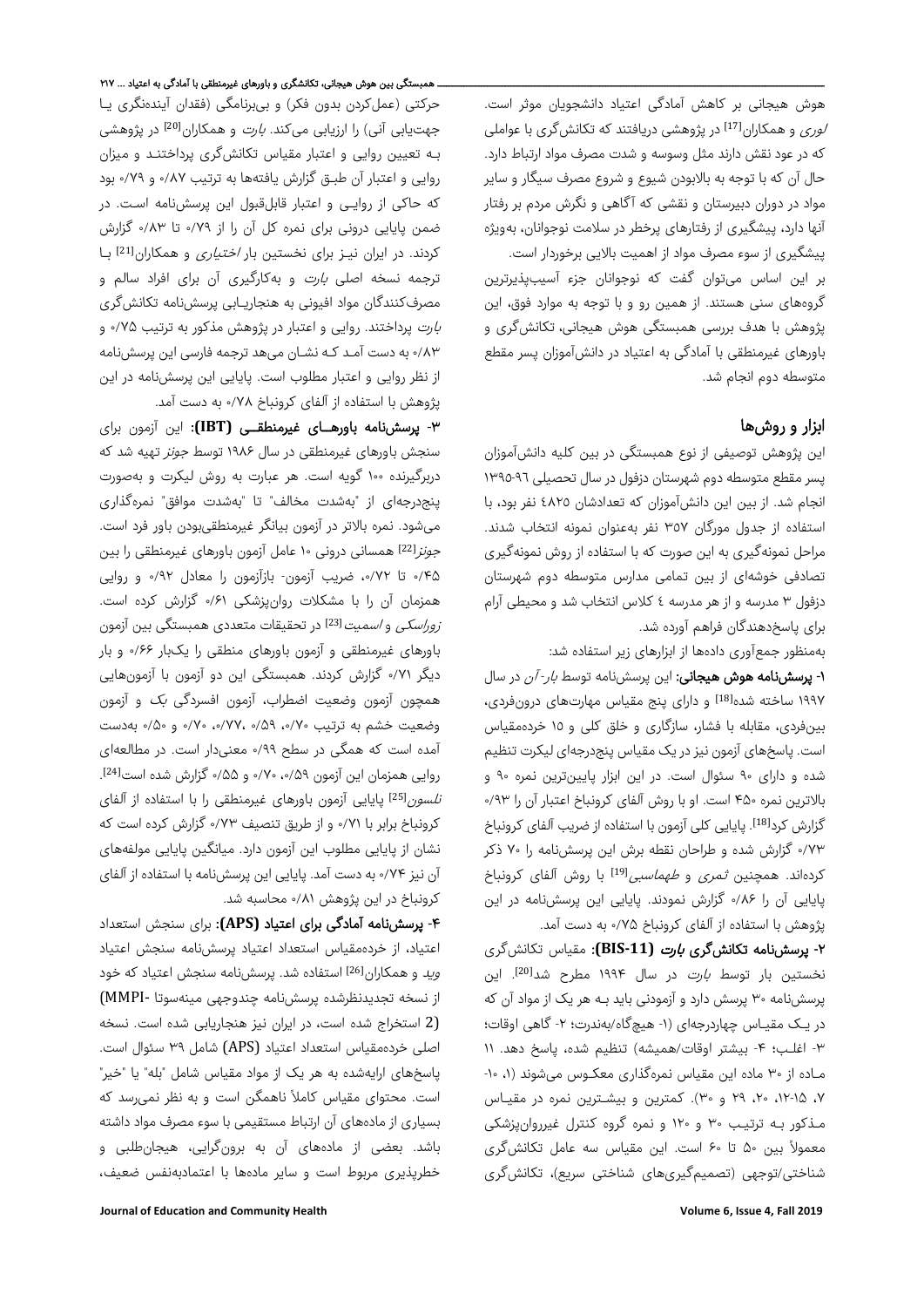هوش هیجانی بر کاهش آمادگی اعتیاد دانشجویان موثر است. *لوری* و همکاران[17] در پژوهشی دریافتند که تکانش‌گری با عواملی که در عود نقش دارند مثل وسوسه و شدت مصرف مواد ارتباط دارد. حال آن که با توجه به بالابودن شیوع و شروع مصرف سیگار و سایر مواد در دوران دبیرستان و نقشی که آگاهی و نگرش مردم بر رفتار آنها دارد، پیشگیری از رفتارهای پرخطر در سلامت نوجوانان، به‌ویژه پیشگیری از سوء مصرف مواد از اهمیت بالایی برخوردار است.

بر این اساس می‌توان گفت که نوجوانان جزء آسیب‌پذیرترین گروه‌های سنی هستند. از همین رو و با توجه به موارد فوق، این پژوهش با هدف بررسی همبستگی هوش هیجانی، تکانش‌گری و باورهای غیرمنطقی با آمادگی به اعتیاد در دانش‌آموزان پسر مقطع متوسطه دوم انجام شد.

## ابزار و روش‌ها

این پژوهش توصیفی از نوع همبستگی در بین کلیه دانش‌آموزان پسر مقطع متوسطه دوم شهرستان دزفول در سال تحصیلی ۹۶-۱۳۹۵ انجام شد. از بین این دانش‌آموزان که تعدادشان ۴۸۲۵ نفر بود، با استفاده از جدول مورگان ۳۵۷ نفر به‌عنوان نمونه انتخاب شدند. مراحل نمونه‌گیری به این صورت که با استفاده از روش نمونه‌گیری تصادفی خوشه‌ای از بین تمامی مدارس متوسطه دوم شهرستان دزفول ۳ مدرسه و از هر مدرسه ۴ کلاس انتخاب شد و محیطی آرام برای پاسخ‌دهندگان فراهم آورده شد.

به‌منظور جمع‌آوری داده‌ها از ابزارهای زیر استفاده شد:

**۱- پرسش‌نامه هوش هیجانی:** این پرسش‌نامه توسط *بار-آن* در سال ۱۹۹۷ ساخته شده[18] و دارای پنج مقیاس مهارت‌های درون‌فردی، بین‌فردی، مقابله با فشار، سازگاری و خلق کلی و ۱۵ خرده‌مقیاس است. پاسخ‌های آزمون نیز در یک مقیاس پنج‌درجه‌ای لیکرت تنظیم شده و دارای ۹۰ سئوال است. در این ابزار پایین‌ترین نمره ۹۰ و بالاترین نمره ۴۵۰ است. او با روش آلفای کرونباخ اعتبار آن را ۰/۹۳ گزارش کرد[18]. پایایی کلی آزمون با استفاده از ضریب آلفای کرونباخ ۰/۷۳ گزارش شده و طراحان نقطه برش این پرسش‌نامه را ۷۰ ذکر کرده‌اند. همچنین *ثمری* و *طهماسبی*[19] با روش آلفای کرونباخ پایایی آن را ۰/۸۶ گزارش نمودند. پایایی این پرسش‌نامه در این پژوهش با استفاده از آلفای کرونباخ ۰/۷۵ به دست آمد.

**۲- پرسش‌نامه تکانش‌گری *بارت* (BIS-11):** مقیاس تکانش‌گری نخستین بار توسط *بارت* در سال ۱۹۹۴ مطرح شد[20]. این پرسش‌نامه ۳۰ پرسش دارد و آزمودنی باید بـه هر یک از مواد آن که در یـک مقیـاس چهاردرجه‌ای (۱- هیچ‌گاه/به‌ندرت؛ ۲- گاهی اوقات؛ ۳- اغلـب؛ ۴- بیشتر اوقات/همیشه) تنظیم شده، پاسخ دهد. ۱۱ مـاده از ۳۰ ماده این مقیاس نمره‌گذاری معکـوس می‌شوند (۱، ۱۰-۷، ۱۵-۱۲، ۲۰، ۲۹ و ۳۰). کمترین و بیشـترین نمره در مقیـاس مـذکور بـه ترتیـب ۳۰ و ۱۲۰ و نمره گروه کنترل غیرروان‌پزشکی معمولاً بین ۵۰ تا ۶۰ است. این مقیاس سه عامل تکانش‌گری شناختی/توجهی (تصمیم‌گیری‌های شناختی سریع)، تکانش‌گری حرکتی (عمل‌کردن بدون فکر) و بی‌برنامگی (فقدان آینده‌نگری یـا جهت‌یابی آنی) را ارزیابی می‌کند. *بارت* و همکاران[20] در پژوهشی بـه تعیین روایی و اعتبار مقیاس تکانش‌گری پرداختنـد و میزان روایی و اعتبار آن طبـق گزارش یافته‌ها به ترتیب ۰/۸۷ و ۰/۷۹ بود که حاکی از روایـی و اعتبار قابل‌قبول این پرسش‌نامه اسـت. در ضمن پایایی درونی برای نمره کل آن را از ۰/۷۹ تا ۰/۸۳ گزارش کردند. در ایران نیـز برای نخستین بار *اختیاری* و همکاران[21] بـا ترجمه نسخه اصلی *بارت* و به‌کارگیری آن برای افراد سالم و مصرف‌کنندگان مواد افیونی به هنجاریـابی پرسش‌نامه تکانش‌گری *بارت* پرداختند. روایی و اعتبار در پژوهش مذکور به ترتیب ۰/۷۵ و ۰/۸۳ به دست آمـد کـه نشـان می‌دهد ترجمه فارسی این پرسش‌نامه از نظر روایی و اعتبار مطلوب است. پایایی این پرسش‌نامه در این پژوهش با استفاده از آلفای کرونباخ ۰/۷۸ به دست آمد.

**۳- پرسش‌نامه باورهـای غیرمنطقـی (IBT):** این آزمون برای سنجش باورهای غیرمنطقی در سال ۱۹۸۶ توسط *جونز* تهیه شد که دربرگیرنده ۱۰۰ گویه است. هر عبارت به روش لیکرت و به‌صورت پنج‌درجه‌ای از "به‌شدت مخالف" تا "به‌شدت موافق" نمره‌گذاری می‌شود. نمره بالاتر در آزمون بیانگر غیرمنطقی‌بودن باور فرد است. *جونز*[22] همسانی درونی ۱۰ عامل آزمون باورهای غیرمنطقی را بین ۰/۴۵ تا ۰/۷۲، ضریب آزمون- بازآزمون را معادل ۰/۹۲ و روایی همزمان آن را با مشکلات روان‌پزشکی ۰/۶۱ گزارش کرده است. *زوراسکی* و *اسمیت*[23] در تحقیقات متعددی همبستگی بین آزمون باورهای غیرمنطقی و آزمون باورهای منطقی را یک‌بار ۰/۶۶ و بار دیگر ۰/۷۱ گزارش کردند. همبستگی این دو آزمون با آزمون‌هایی همچون آزمون وضعیت اضطراب، آزمون افسردگی *بک* و آزمون وضعیت خشم به ترتیب ۰/۷۰، ۰/۵۹، ۰/۷۷، ۰/۷۰ و ۰/۵۰ به‌دست آمده است که همگی در سطح ۰/۹۹ معنی‌دار است. در مطالعه‌ای روایی همزمان این آزمون ۰/۵۹، ۰/۷۰ و ۰/۵۵ گزارش شده است[24]. *نلسون*[25] پایایی آزمون باورهای غیرمنطقی را با استفاده از آلفای کرونباخ برابر با ۰/۷۱ و از طریق تنصیف ۰/۷۳ گزارش کرده است که نشان از پایایی مطلوب این آزمون دارد. میانگین پایایی مولفه‌های آن نیز ۰/۷۴ به دست آمد. پایایی این پرسش‌نامه با استفاده از آلفای کرونباخ در این پژوهش ۰/۸۱ محاسبه شد.

**۴- پرسش‌نامه آمادگی برای اعتیاد (APS):** برای سنجش استعداد اعتیاد، از خرده‌مقیاس استعداد اعتیاد پرسش‌نامه سنجش اعتیاد *وید* و همکاران[26] استفاده شد. پرسش‌نامه سنجش اعتیاد که خود از نسخه تجدیدنظرشده پرسش‌نامه چندوجهی مینه‌سوتا (MMPI-2) استخراج شده است، در ایران نیز هنجاریابی شده است. نسخه اصلی خرده‌مقیاس استعداد اعتیاد (APS) شامل ۳۹ سئوال است. پاسخ‌های ارایه‌شده به هر یک از مواد مقیاس شامل "بله" یا "خیر" است. محتوای مقیاس کاملاً ناهمگن است و به نظر نمی‌رسد که بسیاری از ماده‌های آن ارتباط مستقیمی با سوء مصرف مواد داشته باشد. بعضی از ماده‌های آن به برون‌گرایی، هیجان‌طلبی و خطرپذیری مربوط است و سایر ماده‌ها با اعتمادبه‌نفس ضعیف،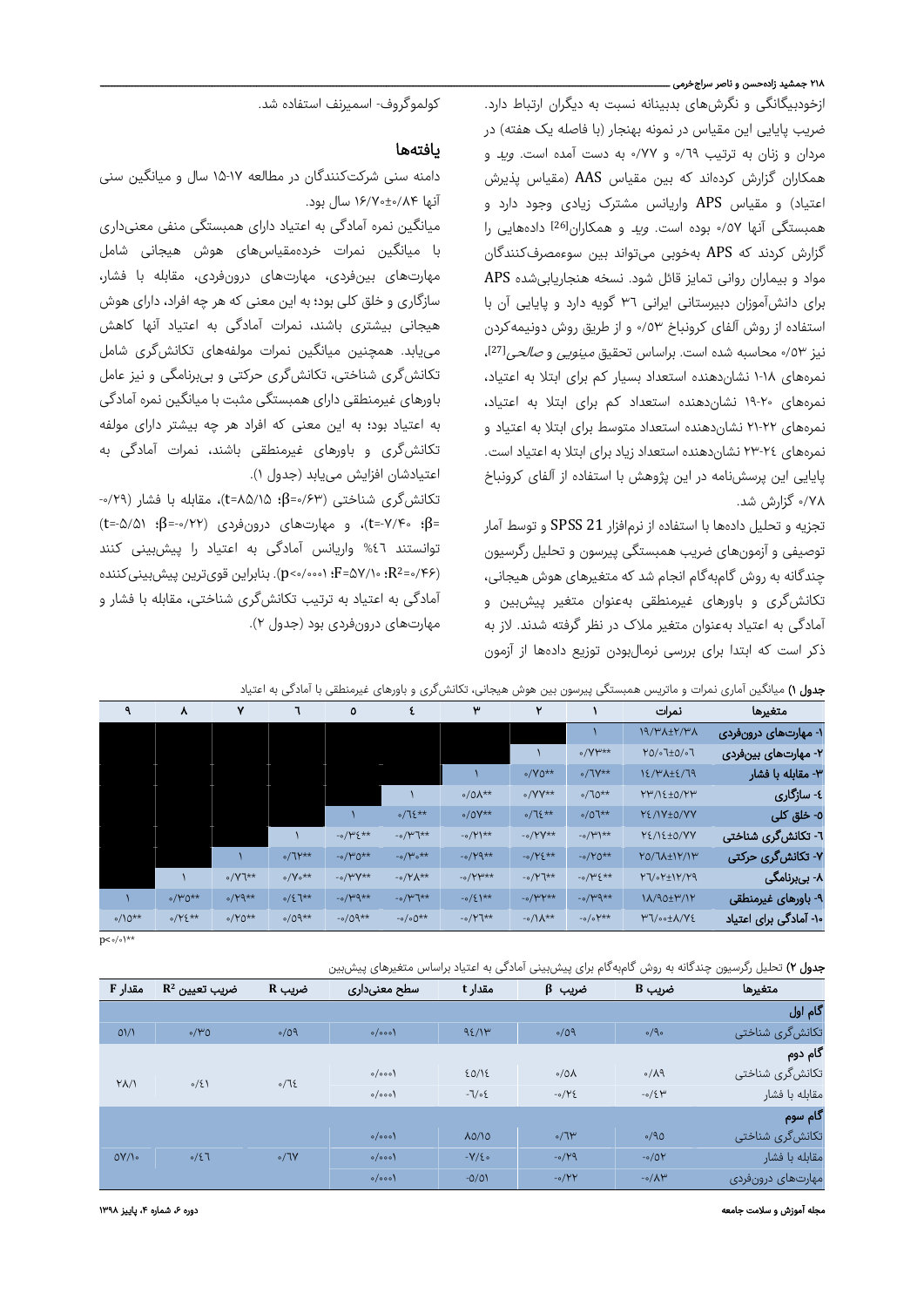ازخودبیگانگی و نگرش‌های بدبینانه نسبت به دیگران ارتباط دارد. ضریب پایایی این مقیاس در نمونه بهنجار (با فاصله یک هفته) در مردان و زنان به ترتیب ۰/۶۹ و ۰/۷۷ به دست آمده است. *وید* و همکاران گزارش کرده‌اند که بین مقیاس AAS (مقیاس پذیرش اعتیاد) و مقیاس APS واریانس مشترک زیادی وجود دارد و همبستگی آنها ۰/۵۷ بوده است. *وید* و همکاران[26] داده‌هایی را گزارش کردند که APS به‌خوبی می‌تواند بین سوءمصرف‌کنندگان مواد و بیماران روانی تمایز قائل شود. نسخه هنجاریابی‌شده APS برای دانش‌آموزان دبیرستانی ایرانی ۳۶ گویه دارد و پایایی آن با استفاده از روش آلفای کرونباخ ۰/۵۳ و از طریق روش دونیمه‌کردن نیز ۰/۵۳ محاسبه شده است. براساس تحقیق *مینویی* و *صالحی*[27]، نمره‌های ۱-۱۸ نشان‌دهنده استعداد بسیار کم برای ابتلا به اعتیاد، نمره‌های ۱۹-۲۰ نشان‌دهنده استعداد کم برای ابتلا به اعتیاد، نمره‌های ۲۱-۲۲ نشان‌دهنده استعداد متوسط برای ابتلا به اعتیاد و نمره‌های ۲۳-۲۴ نشان‌دهنده استعداد زیاد برای ابتلا به اعتیاد است. پایایی این پرسش‌نامه در این پژوهش با استفاده از آلفای کرونباخ ۰/۷۸ گزارش شد.

تجزیه و تحلیل داده‌ها با استفاده از نرم‌افزار SPSS 21 و توسط آمار توصیفی و آزمون‌های ضریب همبستگی پیرسون و تحلیل رگرسیون چندگانه به روش گام‌به‌گام انجام شد که متغیرهای هوش هیجانی، تکانش‌گری و باورهای غیرمنطقی به‌عنوان متغیر پیش‌بین و آمادگی به اعتیاد به‌عنوان متغیر ملاک در نظر گرفته شدند. لاز به ذکر است که ابتدا برای بررسی نرمال‌بودن توزیع داده‌ها از آزمون کولموگروف- اسمیرنف استفاده شد.

## یافته‌ها

دامنه سنی شرکت‌کنندگان در مطالعه ۱۵-۱۷ سال و میانگین سنی آنها ۱۶/۷۰±۰/۸۴ سال بود.

میانگین نمره آمادگی به اعتیاد دارای همبستگی منفی معنی‌داری با میانگین نمرات خرده‌مقیاس‌های هوش هیجانی شامل مهارت‌های بین‌فردی، مهارت‌های درون‌فردی، مقابله با فشار، سازگاری و خلق کلی بود؛ به این معنی که هر چه افراد، دارای هوش هیجانی بیشتری باشند، نمرات آمادگی به اعتیاد آنها کاهش می‌یابد. همچنین میانگین نمرات مولفه‌های تکانش‌گری شامل تکانش‌گری شناختی، تکانش‌گری حرکتی و بی‌برنامگی و نیز عامل باورهای غیرمنطقی دارای همبستگی مثبت با میانگین نمره آمادگی به اعتیاد بود؛ به این معنی که هر چه افراد بیشتر دارای مولفه تکانش‌گری و باورهای غیرمنطقی باشند، نمرات آمادگی به اعتیادشان افزایش می‌یابد (جدول ۱).

تکانش‌گری شناختی ($\beta$=۰/۶۳؛ t=۸۵/۱۵)، مقابله با فشار ($\beta$=-۰/۲۹؛ t=-۷/۴۰)، و مهارت‌های درون‌فردی ($\beta$=-۰/۲۲؛ t=-۵/۵۱) توانستند ۴۶% واریانس آمادگی به اعتیاد را پیش‌بینی کنند ($R^2$=۰/۴۶؛ F=۵۷/۱۰؛ p<۰/۰۰۰۱). بنابراین قوی‌ترین پیش‌بینی‌کننده آمادگی به اعتیاد به ترتیب تکانش‌گری شناختی، مقابله با فشار و مهارت‌های درون‌فردی بود (جدول ۲).

**جدول ۱)** میانگین آماری نمرات و ماتریس همبستگی پیرسون بین هوش هیجانی، تکانش‌گری و باورهای غیرمنطقی با آمادگی به اعتیاد

| متغیرها | نمرات | ۱ | ۲ | ۳ | ۴ | ۵ | ۶ | ۷ | ۸ | ۹ |
|---|---|---|---|---|---|---|---|---|---|---|
| ۱- مهارت‌های درون‌فردی | ۱۹/۳۸±۲/۳۸ | ۱ | | | | | | | | |
| ۲- مهارت‌های بین‌فردی | ۲۵/۰۶±۵/۰۶ | ۰/۷۷** | ۱ | | | | | | | |
| ۳- مقابله با فشار | ۱۴/۳۸±۴/۶۹ | ۰/۶۷** | ۰/۷۵** | ۱ | | | | | | |
| ۴- سازگاری | ۲۳/۱۴±۵/۲۳ | ۰/۶۵** | ۰/۷۷** | ۰/۵۸** | ۱ | | | | | |
| ۵- خلق کلی | ۲۴/۱۷±۵/۷۷ | ۰/۵۶** | ۰/۶۴** | ۰/۵۷** | ۰/۶۴** | ۱ | | | | |
| ۶- تکانش‌گری شناختی | ۲۴/۱۴±۵/۷۷ | -۰/۳۱** | -۰/۲۷** | -۰/۲۱** | -۰/۳۶** | -۰/۳۴** | ۱ | | | |
| ۷- تکانش‌گری حرکتی | ۲۵/۶۸±۱۲/۱۳ | -۰/۲۵** | -۰/۲۴** | -۰/۲۹** | -۰/۳۰** | -۰/۳۵** | ۰/۶۲** | ۱ | | |
| ۸- بی‌برنامگی | ۲۶/۰۲±۱۲/۲۹ | -۰/۳۴** | -۰/۲۶** | -۰/۲۳** | -۰/۲۸** | -۰/۳۷** | ۰/۷۰** | ۰/۷۶** | ۱ | |
| ۹- باورهای غیرمنطقی | ۱۸/۹۵±۳/۱۲ | -۰/۳۹** | -۰/۳۲** | -۰/۴۱** | -۰/۳۶** | -۰/۳۹** | ۰/۴۶** | ۰/۲۹** | ۰/۳۵** | ۱ |
| ۱۰- آمادگی برای اعتیاد | ۳۶/۰۰±۸/۷۴ | -۰/۰۲** | -۰/۱۸** | -۰/۲۶** | -۰/۰۵** | -۰/۵۹** | ۰/۵۹** | ۰/۲۵** | ۰/۲۴** | ۰/۱۵** |

p<۰/۰۱**

**جدول ۲)** تحلیل رگرسیون چندگانه به روش گام‌به‌گام برای پیش‌بینی آمادگی به اعتیاد براساس متغیرهای پیش‌بین

| متغیرها | ضریب B | ضریب $\beta$ | مقدار t | سطح معنی‌داری | ضریب R | ضریب تعیین $R^2$ | مقدار F |
|---|---|---|---|---|---|---|---|
| **گام اول** | | | | | | | |
| تکانش‌گری شناختی | ۰/۹۰ | ۰/۵۹ | ۹۴/۱۳ | ۰/۰۰۰۱ | ۰/۵۹ | ۰/۳۵ | ۵۱/۱ |
| **گام دوم** | | | | | | | |
| تکانش‌گری شناختی | ۰/۸۹ | ۰/۵۸ | ۴۵/۱۴ | ۰/۰۰۰۱ | ۰/۶۴ | ۰/۴۱ | ۲۸/۱ |
| مقابله با فشار | -۰/۴۳ | -۰/۲۴ | -۶/۰۴ | ۰/۰۰۰۱ | | | |
| **گام سوم** | | | | | | | |
| تکانش‌گری شناختی | ۰/۹۵ | ۰/۶۳ | ۸۵/۱۵ | ۰/۰۰۰۱ | ۰/۶۷ | ۰/۴۶ | ۵۷/۱۰ |
| مقابله با فشار | -۰/۵۲ | -۰/۲۹ | -۷/۴۰ | ۰/۰۰۰۱ | | | |
| مهارت‌های درون‌فردی | -۰/۸۳ | -۰/۲۲ | -۵/۵۱ | ۰/۰۰۰۱ | | | |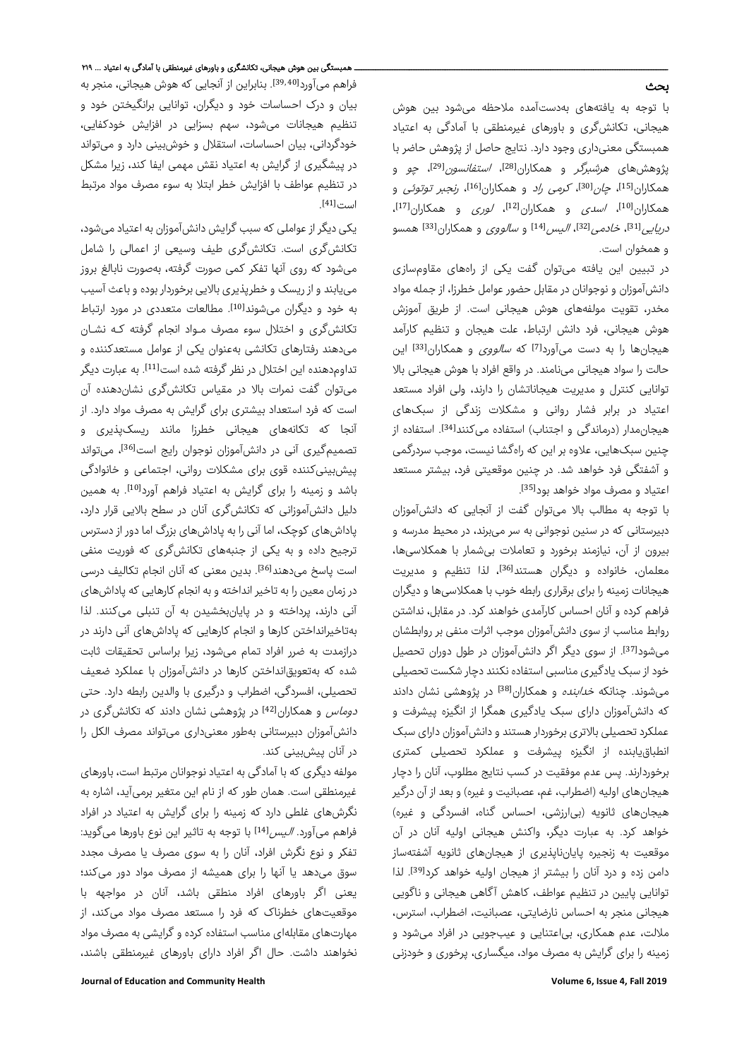## بحث

با توجه به یافته‌های به‌دست‌آمده ملاحظه می‌شود بین هوش هیجانی، تکانشگری و باورهای غیرمنطقی با آمادگی به اعتیاد همبستگی معنی‌داری وجود دارد. نتایج حاصل از پژوهش حاضر با پژوهش‌های *هرشبرگر* و همکاران[28]، *استفانسون*[29]، *چو* و همکاران[15]، *چان*[30]، *کرمی راد* و همکاران[16]، *رنجبر توتوئی* و همکاران[10]، *اسدی* و همکاران[12]، *لوری* و همکاران[17]، *دریایی*[31]، *خادمی*[32]، *الیس*[14] و *سالووی* و همکاران[33] همسو و همخوان است.

در تبیین این یافته می‌توان گفت یکی از راه‌های مقاوم‌سازی دانش‌آموزان و نوجوانان در مقابل حضور عوامل خطرزا، از جمله مواد مخدر، تقویت مولفه‌های هوش هیجانی است. از طریق آموزش هوش هیجانی، فرد دانش ارتباط، علت هیجان و تنظیم کارآمد هیجان‌ها را به دست می‌آورد[7] که *سالووی* و همکاران[33] این حالت را سواد هیجانی می‌نامند. در واقع افراد با هوش هیجانی بالا توانایی کنترل و مدیریت هیجاناتشان را دارند، ولی افراد مستعد اعتیاد در برابر فشار روانی و مشکلات زندگی از سبک‌های هیجان‌مدار (درماندگی و اجتناب) استفاده می‌کنند[34]. استفاده از چنین سبک‌هایی، علاوه بر این که راه‌گشا نیست، موجب سردرگمی و آشفتگی فرد خواهد شد. در چنین موقعیتی فرد، بیشتر مستعد اعتیاد و مصرف مواد خواهد بود[35].

با توجه به مطالب بالا می‌توان گفت از آنجایی که دانش‌آموزان دبیرستانی که در سنین نوجوانی به سر می‌برند، در محیط مدرسه و بیرون از آن، نیازمند برخورد و تعاملات بی‌شمار با همکلاسی‌ها، معلمان، خانواده و دیگران هستند[36]، لذا تنظیم و مدیریت هیجانات زمینه را برای برقراری رابطه خوب با همکلاسی‌ها و دیگران فراهم کرده و آنان احساس کارآمدی خواهند کرد. در مقابل، نداشتن روابط مناسب از سوی دانش‌آموزان موجب اثرات منفی بر روابطشان می‌شود[37]. از سوی دیگر اگر دانش‌آموزان در طول دوران تحصیل خود از سبک یادگیری مناسبی استفاده نکنند دچار شکست تحصیلی می‌شوند. چنانکه *خدابنده* و همکاران[38] در پژوهشی نشان دادند که دانش‌آموزان دارای سبک یادگیری همگرا از انگیزه پیشرفت و عملکرد تحصیلی بالاتری برخوردار هستند و دانش‌آموزان دارای سبک انطباق‌یابنده از انگیزه پیشرفت و عملکرد تحصیلی کمتری برخوردارند. پس عدم موفقیت در کسب نتایج مطلوب، آنان را دچار هیجان‌های اولیه (اضطراب، غم، عصبانیت و غیره) و بعد از آن درگیر هیجان‌های ثانویه (بی‌ارزشی، احساس گناه، افسردگی و غیره) خواهد کرد. به عبارت دیگر، واکنش هیجانی اولیه آنان در آن موقعیت به زنجیره پایان‌ناپذیری از هیجان‌های ثانویه آشفته‌ساز دامن زده و درد آنان را بیشتر از هیجان اولیه خواهد کرد[39]. لذا توانایی پایین در تنظیم عواطف، کاهش آگاهی هیجانی و ناگویی هیجانی منجر به احساس نارضایتی، عصبانیت، اضطراب، استرس، ملالت، عدم همکاری، بی‌اعتنایی و عیب‌جویی در افراد می‌شود و زمینه را برای گرایش به مصرف مواد، میگساری، پرخوری و خودزنی فراهم می‌آورد[39،40]. بنابراین از آنجایی که هوش هیجانی، منجر به بیان و درک احساسات خود و دیگران، توانایی برانگیختن خود و تنظیم هیجانات می‌شود، سهم بسزایی در افزایش خودکفایی، خودگردانی، بیان احساسات، استقلال و خوش‌بینی دارد و می‌تواند در پیشگیری از گرایش به اعتیاد نقش مهمی ایفا کند، زیرا مشکل در تنظیم عواطف با افزایش خطر ابتلا به سوء مصرف مواد مرتبط است[41].

یکی دیگر از عواملی که سبب گرایش دانش‌آموزان به اعتیاد می‌شود، تکانشگری است. تکانشگری طیف وسیعی از اعمالی را شامل می‌شود که روی آنها تفکر کمی صورت گرفته، به‌صورت نابالغ بروز می‌یابند و از ریسک و خطرپذیری بالایی برخوردار بوده و باعث آسیب به خود و دیگران می‌شوند[10]. مطالعات متعددی در مورد ارتباط تکانشگری و اختلال سوء مصرف مواد انجام گرفته که نشان می‌دهند رفتارهای تکانشی به‌عنوان یکی از عوامل مستعدکننده و تداوم‌دهنده این اختلال در نظر گرفته شده است[11]. به عبارت دیگر می‌توان گفت نمرات بالا در مقیاس تکانشگری نشان‌دهنده آن است که فرد استعداد بیشتری برای گرایش به مصرف مواد دارد. از آنجا که تکانه‌های هیجانی خطرزا مانند ریسک‌پذیری و تصمیم‌گیری آنی در دانش‌آموزان نوجوان رایج است[36]، می‌تواند پیش‌بینی‌کننده قوی برای مشکلات روانی، اجتماعی و خانوادگی باشد و زمینه را برای گرایش به اعتیاد فراهم آورد[10]. به همین دلیل دانش‌آموزانی که تکانشگری آنان در سطح بالایی قرار دارد، پاداش‌های کوچک، اما آنی را به پاداش‌های بزرگ اما دور از دسترس ترجیح داده و به یکی از جنبه‌های تکانشگری که فوریت منفی است پاسخ می‌دهند[36]. بدین معنی که آنان انجام تکالیف درسی در زمان معین را به تاخیر انداخته و به انجام کارهایی که پاداش‌های آنی دارند، پرداخته و در پایان‌بخشیدن به آن تنبلی می‌کنند. لذا به‌تاخیرانداختن کارها و انجام کارهایی که پاداش‌های آنی دارند در درازمدت به ضرر افراد تمام می‌شود، زیرا براساس تحقیقات ثابت شده که به‌تعویق‌انداختن کارها در دانش‌آموزان با عملکرد ضعیف تحصیلی، افسردگی، اضطراب و درگیری با والدین رابطه دارد. حتی *دوماس* و همکاران[42] در پژوهشی نشان دادند که تکانشگری در دانش‌آموزان دبیرستانی به‌طور معنی‌داری می‌تواند مصرف الکل را در آنان پیش‌بینی کند.

مولفه دیگری که با آمادگی به اعتیاد نوجوانان مرتبط است، باورهای غیرمنطقی است. همان طور که از نام این متغیر برمی‌آید، اشاره به نگرش‌های غلطی دارد که زمینه را برای گرایش به اعتیاد در افراد فراهم می‌آورد. *الیس*[14] با توجه به تاثیر این نوع باورها می‌گوید: تفکر و نوع نگرش افراد، آنان را به سوی مصرف یا مصرف مجدد سوق می‌دهد یا آنها را برای همیشه از مصرف مواد دور می‌کند؛ یعنی اگر باورهای افراد منطقی باشد، آنان در مواجهه با موقعیت‌های خطرناک که فرد را مستعد مصرف مواد می‌کند، از مهارت‌های مقابله‌ای مناسب استفاده کرده و گرایشی به مصرف مواد نخواهند داشت. حال اگر افراد دارای باورهای غیرمنطقی باشند،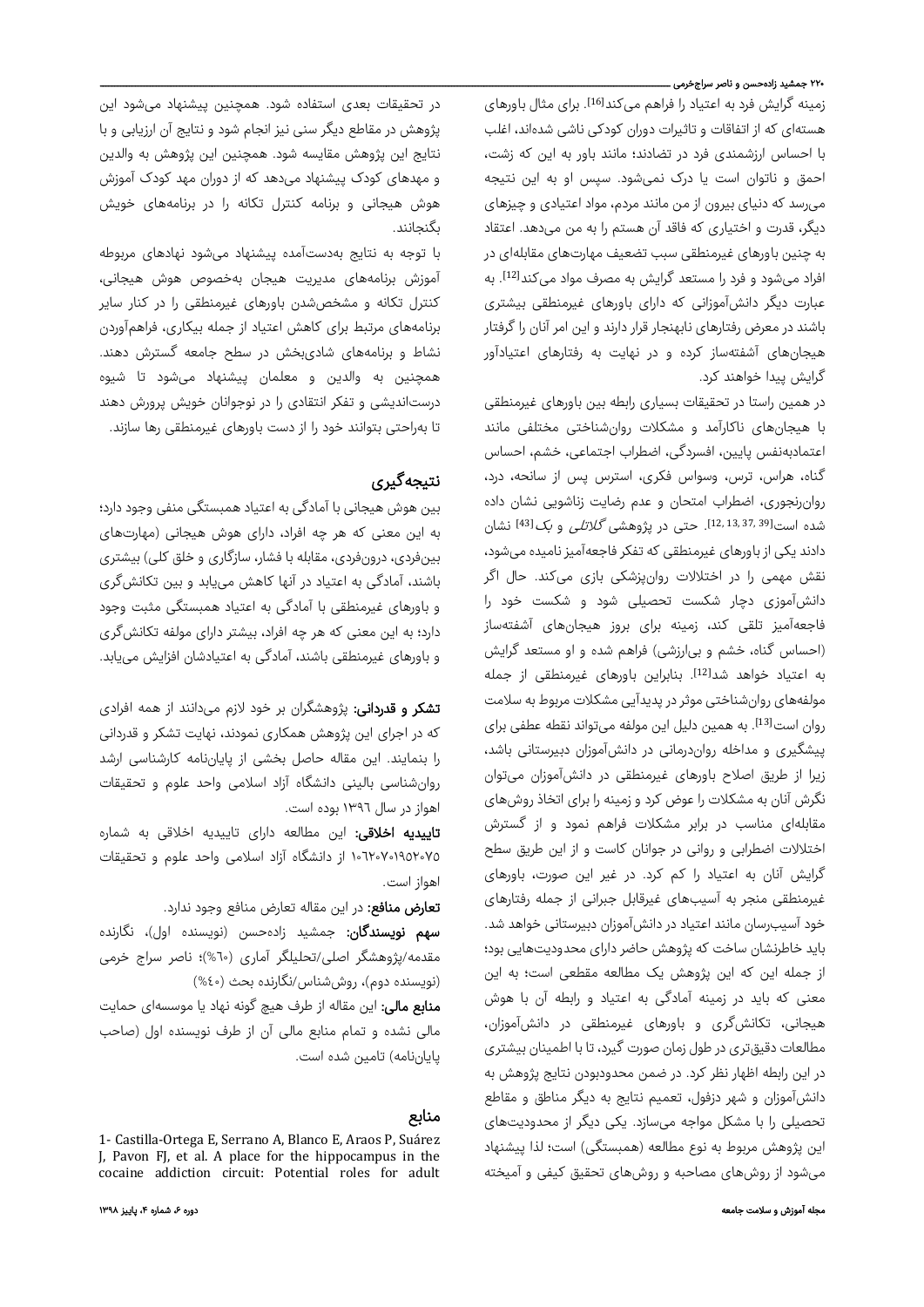زمینه گرایش فرد به اعتیاد را فراهم می‌کند[16]. برای مثال باورهای هسته‌ای که از اتفاقات و تاثیرات دوران کودکی ناشی شده‌اند، اغلب با احساس ارزشمندی فرد در تضادند؛ مانند باور به این که زشت، احمق و ناتوان است یا درک نمی‌شود. سپس او به این نتیجه می‌رسد که دنیای بیرون از من مانند مردم، مواد اعتیادی و چیزهای دیگر، قدرت و اختیاری که فاقد آن هستم را به من می‌دهد. اعتقاد به چنین باورهای غیرمنطقی سبب تضعیف مهارت‌های مقابله‌ای در افراد می‌شود و فرد را مستعد گرایش به مصرف مواد می‌کند[12]. به عبارت دیگر دانش‌آموزانی که دارای باورهای غیرمنطقی بیشتری باشند در معرض رفتارهای نابهنجار قرار دارند و این امر آنان را گرفتار هیجان‌های آشفته‌ساز کرده و در نهایت به رفتارهای اعتیادآور گرایش پیدا خواهند کرد.

در همین راستا در تحقیقات بسیاری رابطه بین باورهای غیرمنطقی با هیجان‌های ناکارآمد و مشکلات روان‌شناختی مختلفی مانند اعتمادبه‌نفس پایین، افسردگی، اضطراب اجتماعی، خشم، احساس گناه، هراس، ترس، وسواس فکری، استرس پس از سانحه، درد، روان‌رنجوری، اضطراب امتحان و عدم رضایت زناشویی نشان داده شده است[12, 13, 37, 39]. حتی در پژوهشی *گلاتلی* و *بک*[43] نشان دادند یکی از باورهای غیرمنطقی که تفکر فاجعه‌آمیز نامیده می‌شود، نقش مهمی را در اختلالات روان‌پزشکی بازی می‌کند. حال اگر دانش‌آموزی دچار شکست تحصیلی شود و شکست خود را فاجعه‌آمیز تلقی کند، زمینه برای بروز هیجان‌های آشفته‌ساز (احساس گناه، خشم و بی‌ارزشی) فراهم شده و او مستعد گرایش به اعتیاد خواهد شد[12]. بنابراین باورهای غیرمنطقی از جمله مولفه‌های روان‌شناختی موثر در پدیدآیی مشکلات مربوط به سلامت روان است[13]. به همین دلیل این مولفه می‌تواند نقطه عطفی برای پیشگیری و مداخله روان‌درمانی در دانش‌آموزان دبیرستانی باشد، زیرا از طریق اصلاح باورهای غیرمنطقی در دانش‌آموزان می‌توان نگرش آنان به مشکلات را عوض کرد و زمینه را برای اتخاذ روش‌های مقابله‌ای مناسب در برابر مشکلات فراهم نمود و از گسترش اختلالات اضطرابی و روانی در جوانان کاست و از این طریق سطح گرایش آنان به اعتیاد را کم کرد. در غیر این صورت، باورهای غیرمنطقی منجر به آسیب‌های غیرقابل جبرانی از جمله رفتارهای خود آسیب‌رسان مانند اعتیاد در دانش‌آموزان دبیرستانی خواهد شد.

باید خاطرنشان ساخت که پژوهش حاضر دارای محدودیت‌هایی بود؛ از جمله این که این پژوهش یک مطالعه مقطعی است؛ به این معنی که باید در زمینه آمادگی به اعتیاد و رابطه آن با هوش هیجانی، تکانش‌گری و باورهای غیرمنطقی در دانش‌آموزان، مطالعات دقیق‌تری در طول زمان صورت گیرد، تا با اطمینان بیشتری در این رابطه اظهار نظر کرد. در ضمن محدودبودن نتایج پژوهش به دانش‌آموزان و شهر دزفول، تعمیم نتایج به دیگر مناطق و مقاطع تحصیلی را با مشکل مواجه می‌سازد. یکی دیگر از محدودیت‌های این پژوهش مربوط به نوع مطالعه (همبستگی) است؛ لذا پیشنهاد می‌شود از روش‌های مصاحبه و روش‌های تحقیق کیفی و آمیخته در تحقیقات بعدی استفاده شود. همچنین پیشنهاد می‌شود این پژوهش در مقاطع دیگر سنی نیز انجام شود و نتایج آن ارزیابی و با نتایج این پژوهش مقایسه شود. همچنین این پژوهش به والدین و مهدهای کودک پیشنهاد می‌دهد که از دوران مهد کودک آموزش هوش هیجانی و برنامه کنترل تکانه را در برنامه‌های خویش بگنجانند.

با توجه به نتایج به‌دست‌آمده پیشنهاد می‌شود نهادهای مربوطه آموزش برنامه‌های مدیریت هیجان به‌خصوص هوش هیجانی، کنترل تکانه و مشخص‌شدن باورهای غیرمنطقی را در کنار سایر برنامه‌های مرتبط برای کاهش اعتیاد از جمله بیکاری، فراهم‌آوردن نشاط و برنامه‌های شادی‌بخش در سطح جامعه گسترش دهند. همچنین به والدین و معلمان پیشنهاد می‌شود تا شیوه درست‌اندیشی و تفکر انتقادی را در نوجوانان خویش پرورش دهند تا به‌راحتی بتوانند خود را از دست باورهای غیرمنطقی رها سازند.

## نتیجه‌گیری

بین هوش هیجانی با آمادگی به اعتیاد همبستگی منفی وجود دارد؛ به این معنی که هر چه افراد، دارای هوش هیجانی (مهارت‌های بین‌فردی، درون‌فردی، مقابله با فشار، سازگاری و خلق کلی) بیشتری باشند، آمادگی به اعتیاد در آنها کاهش می‌یابد و بین تکانش‌گری و باورهای غیرمنطقی با آمادگی به اعتیاد همبستگی مثبت وجود دارد؛ به این معنی که هر چه افراد، بیشتر دارای مولفه تکانش‌گری و باورهای غیرمنطقی باشند، آمادگی به اعتیادشان افزایش می‌یابد.

**تشکر و قدردانی:** پژوهشگران بر خود لازم می‌دانند از همه افرادی که در اجرای این پژوهش همکاری نمودند، نهایت تشکر و قدردانی را بنمایند. این مقاله حاصل بخشی از پایان‌نامه کارشناسی ارشد روان‌شناسی بالینی دانشگاه آزاد اسلامی واحد علوم و تحقیقات اهواز در سال ۱۳۹۶ بوده است.

**تاییدیه اخلاقی:** این مطالعه دارای تاییدیه اخلاقی به شماره ۱۰۶۲۰۷۰۱۹۵۲۰۷۵ از دانشگاه آزاد اسلامی واحد علوم و تحقیقات اهواز است.

**تعارض منافع:** در این مقاله تعارض منافع وجود ندارد.

**سهم نویسندگان:** جمشید زاده‌حسن (نویسنده اول)، نگارنده مقدمه/پژوهشگر اصلی/تحلیلگر آماری (۶۰%)؛ ناصر سراج خرمی (نویسنده دوم)، روش‌شناس/نگارنده بحث (۴۰%)

**منابع مالی:** این مقاله از طرف هیچ گونه نهاد یا موسسه‌ای حمایت مالی نشده و تمام منابع مالی آن از طرف نویسنده اول (صاحب پایان‌نامه) تامین شده است.

## منابع

1- Castilla-Ortega E, Serrano A, Blanco E, Araos P, Suárez J, Pavon FJ, et al. A place for the hippocampus in the cocaine addiction circuit: Potential roles for adult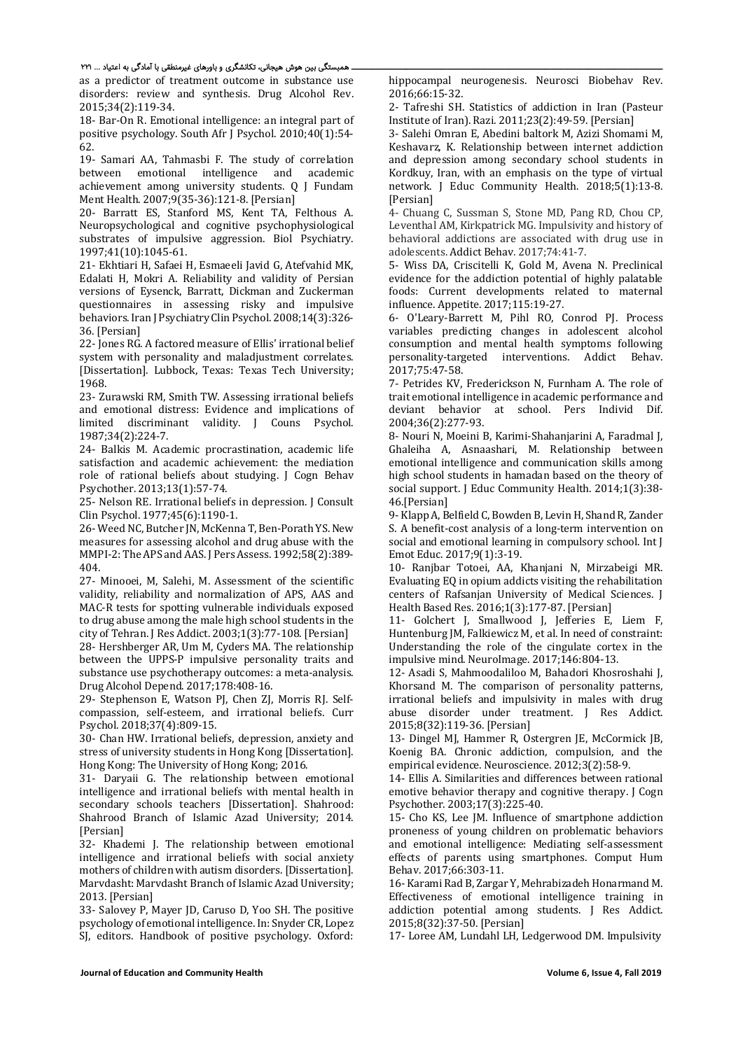as a predictor of treatment outcome in substance use disorders: review and synthesis. Drug Alcohol Rev. 2015;34(2):119-34.

18- Bar-On R. Emotional intelligence: an integral part of positive psychology. South Afr J Psychol. 2010;40(1):54-62.

19- Samari AA, Tahmasbi F. The study of correlation between emotional intelligence and academic achievement among university students. Q J Fundam Ment Health. 2007;9(35-36):121-8. [Persian]

20- Barratt ES, Stanford MS, Kent TA, Felthous A. Neuropsychological and cognitive psychophysiological substrates of impulsive aggression. Biol Psychiatry. 1997;41(10):1045-61.

21- Ekhtiari H, Safaei H, Esmaeeli Javid G, Atefvahid MK, Edalati H, Mokri A. Reliability and validity of Persian versions of Eysenck, Barratt, Dickman and Zuckerman questionnaires in assessing risky and impulsive behaviors. Iran J Psychiatry Clin Psychol. 2008;14(3):326-36. [Persian]

22- Jones RG. A factored measure of Ellis' irrational belief system with personality and maladjustment correlates. [Dissertation]. Lubbock, Texas: Texas Tech University; 1968.

23- Zurawski RM, Smith TW. Assessing irrational beliefs and emotional distress: Evidence and implications of limited discriminant validity. J Couns Psychol. 1987;34(2):224-7.

24- Balkis M. Academic procrastination, academic life satisfaction and academic achievement: the mediation role of rational beliefs about studying. J Cogn Behav Psychother. 2013;13(1):57-74.

25- Nelson RE. Irrational beliefs in depression. J Consult Clin Psychol. 1977;45(6):1190-1.

26- Weed NC, Butcher JN, McKenna T, Ben-Porath YS. New measures for assessing alcohol and drug abuse with the MMPI-2: The APS and AAS. J Pers Assess. 1992;58(2):389-404.

27- Minooei, M, Salehi, M. Assessment of the scientific validity, reliability and normalization of APS, AAS and MAC-R tests for spotting vulnerable individuals exposed to drug abuse among the male high school students in the city of Tehran. J Res Addict. 2003;1(3):77-108. [Persian]

28- Hershberger AR, Um M, Cyders MA. The relationship between the UPPS-P impulsive personality traits and substance use psychotherapy outcomes: a meta-analysis. Drug Alcohol Depend. 2017;178:408-16.

29- Stephenson E, Watson PJ, Chen ZJ, Morris RJ. Self-compassion, self-esteem, and irrational beliefs. Curr Psychol. 2018;37(4):809-15.

30- Chan HW. Irrational beliefs, depression, anxiety and stress of university students in Hong Kong [Dissertation]. Hong Kong: The University of Hong Kong; 2016.

31- Daryaii G. The relationship between emotional intelligence and irrational beliefs with mental health in secondary schools teachers [Dissertation]. Shahrood: Shahrood Branch of Islamic Azad University; 2014. [Persian]

32- Khademi J. The relationship between emotional intelligence and irrational beliefs with social anxiety mothers of children with autism disorders. [Dissertation]. Marvdasht: Marvdasht Branch of Islamic Azad University; 2013. [Persian]

33- Salovey P, Mayer JD, Caruso D, Yoo SH. The positive psychology of emotional intelligence. In: Snyder CR, Lopez SJ, editors. Handbook of positive psychology. Oxford: hippocampal neurogenesis. Neurosci Biobehav Rev. 2016;66:15-32.

2- Tafreshi SH. Statistics of addiction in Iran (Pasteur Institute of Iran). Razi. 2011;23(2):49-59. [Persian]

3- Salehi Omran E, Abedini baltork M, Azizi Shomami M, Keshavarz, K. Relationship between internet addiction and depression among secondary school students in Kordkuy, Iran, with an emphasis on the type of virtual network. J Educ Community Health. 2018;5(1):13-8. [Persian]

4- Chuang C, Sussman S, Stone MD, Pang RD, Chou CP, Leventhal AM, Kirkpatrick MG. Impulsivity and history of behavioral addictions are associated with drug use in adolescents. Addict Behav. 2017;74:41-7.

5- Wiss DA, Criscitelli K, Gold M, Avena N. Preclinical evidence for the addiction potential of highly palatable foods: Current developments related to maternal influence. Appetite. 2017;115:19-27.

6- O'Leary-Barrett M, Pihl RO, Conrod PJ. Process variables predicting changes in adolescent alcohol consumption and mental health symptoms following personality-targeted interventions. Addict Behav. 2017;75:47-58.

7- Petrides KV, Frederickson N, Furnham A. The role of trait emotional intelligence in academic performance and deviant behavior at school. Pers Individ Dif. 2004;36(2):277-93.

8- Nouri N, Moeini B, Karimi-Shahanjarini A, Faradmal J, Ghaleiha A, Asnaashari, M. Relationship between emotional intelligence and communication skills among high school students in hamadan based on the theory of social support. J Educ Community Health. 2014;1(3):38-46.[Persian]

9- Klapp A, Belfield C, Bowden B, Levin H, Shand R, Zander S. A benefit-cost analysis of a long-term intervention on social and emotional learning in compulsory school. Int J Emot Educ. 2017;9(1):3-19.

10- Ranjbar Totoei, AA, Khanjani N, Mirzabeigi MR. Evaluating EQ in opium addicts visiting the rehabilitation centers of Rafsanjan University of Medical Sciences. J Health Based Res. 2016;1(3):177-87. [Persian]

11- Golchert J, Smallwood J, Jefferies E, Liem F, Huntenburg JM, Falkiewicz M, et al. In need of constraint: Understanding the role of the cingulate cortex in the impulsive mind. NeuroImage. 2017;146:804-13.

12- Asadi S, Mahmoodaliloo M, Bahadori Khosroshahi J, Khorsand M. The comparison of personality patterns, irrational beliefs and impulsivity in males with drug abuse disorder under treatment. J Res Addict. 2015;8(32):119-36. [Persian]

13- Dingel MJ, Hammer R, Ostergren JE, McCormick JB, Koenig BA. Chronic addiction, compulsion, and the empirical evidence. Neuroscience. 2012;3(2):58-9.

14- Ellis A. Similarities and differences between rational emotive behavior therapy and cognitive therapy. J Cogn Psychother. 2003;17(3):225-40.

15- Cho KS, Lee JM. Influence of smartphone addiction proneness of young children on problematic behaviors and emotional intelligence: Mediating self-assessment effects of parents using smartphones. Comput Hum Behav. 2017;66:303-11.

16- Karami Rad B, Zargar Y, Mehrabizadeh Honarmand M. Effectiveness of emotional intelligence training in addiction potential among students. J Res Addict. 2015;8(32):37-50. [Persian]

17- Loree AM, Lundahl LH, Ledgerwood DM. Impulsivity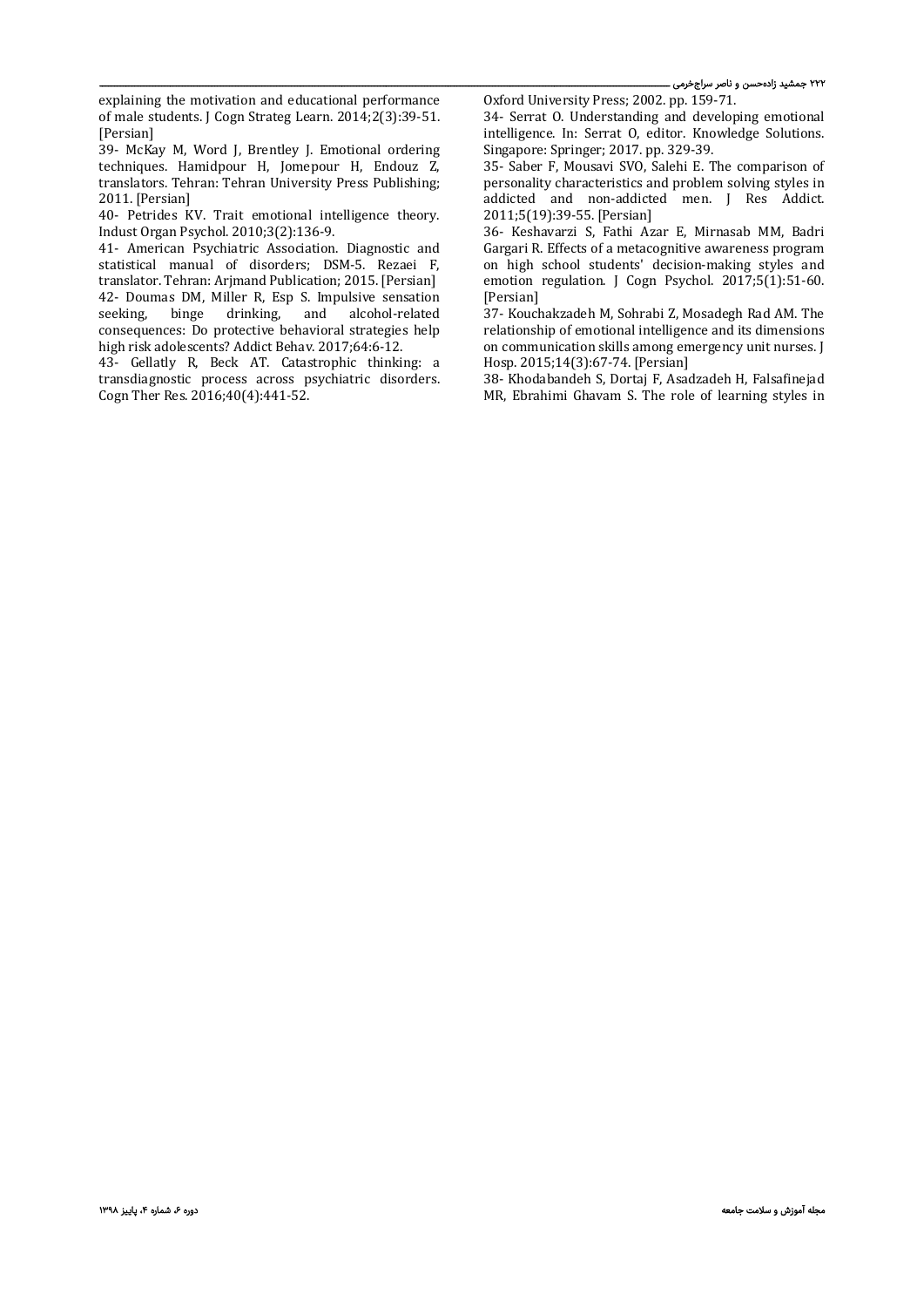explaining the motivation and educational performance of male students. J Cogn Strateg Learn. 2014;2(3):39-51. [Persian]

39- McKay M, Word J, Brentley J. Emotional ordering techniques. Hamidpour H, Jomepour H, Endouz Z, translators. Tehran: Tehran University Press Publishing; 2011. [Persian]

40- Petrides KV. Trait emotional intelligence theory. Indust Organ Psychol. 2010;3(2):136-9.

41- American Psychiatric Association. Diagnostic and statistical manual of disorders; DSM-5. Rezaei F, translator. Tehran: Arjmand Publication; 2015. [Persian]

42- Doumas DM, Miller R, Esp S. Impulsive sensation seeking, binge drinking, and alcohol-related consequences: Do protective behavioral strategies help high risk adolescents? Addict Behav. 2017;64:6-12.

43- Gellatly R, Beck AT. Catastrophic thinking: a transdiagnostic process across psychiatric disorders. Cogn Ther Res. 2016;40(4):441-52.

Oxford University Press; 2002. pp. 159-71.

34- Serrat O. Understanding and developing emotional intelligence. In: Serrat O, editor. Knowledge Solutions. Singapore: Springer; 2017. pp. 329-39.

35- Saber F, Mousavi SVO, Salehi E. The comparison of personality characteristics and problem solving styles in addicted and non-addicted men. J Res Addict. 2011;5(19):39-55. [Persian]

36- Keshavarzi S, Fathi Azar E, Mirnasab MM, Badri Gargari R. Effects of a metacognitive awareness program on high school students' decision-making styles and emotion regulation. J Cogn Psychol. 2017;5(1):51-60. [Persian]

37- Kouchakzadeh M, Sohrabi Z, Mosadegh Rad AM. The relationship of emotional intelligence and its dimensions on communication skills among emergency unit nurses. J Hosp. 2015;14(3):67-74. [Persian]

38- Khodabandeh S, Dortaj F, Asadzadeh H, Falsafinejad MR, Ebrahimi Ghavam S. The role of learning styles in